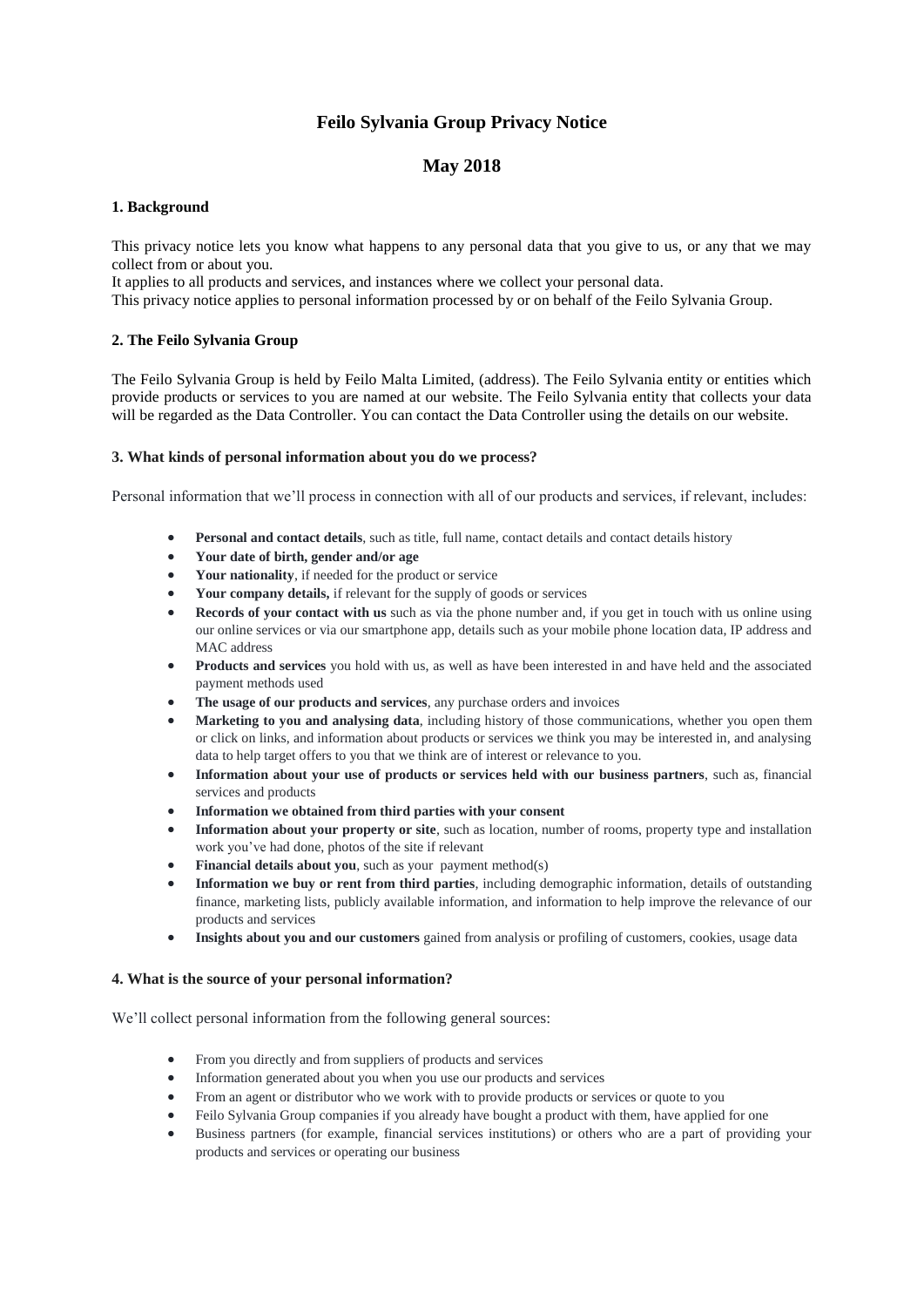# Feilo Sylvania Group Privacy Notice

## May 2018

### 1. Background

This privacy notice lets you know what happens to any personal data that you give to us, or any that we may collect from or about you.

It applies to all products and services, and instances where we collect your personal data.

This privacy notice applies to personal information processed by or on behalf of the Feilo Sylvania Group.

### 2. The Feilo Sylvania Group

The Feilo Sylvania Group is held by Feilo Malta Limited, (address). The Feilo Sylvania entity or entities which provide products or services to you are named at our website. The Feilo Sylvania entity that collects your data will be regarded as the Data Controller. You can contact the Data Controller using the details on our website.

### 3. What kinds of personal information about you do we process?

Personal information that we'll process in connection with all of our products and services, if relevant, includes:

- **Personal and contact details**, such as title, full name, contact details and contact details history
- **Your date of birth, gender and/or age**
- **Your nationality**, if needed for the product or service
- **Your company details,** if relevant for the supply of goods or services
- **Records of your contact with us** such as via the phone number and, if you get in touch with us online using our online services or via our smartphone app, details such as your mobile phone location data, IP address and MAC address
- **Products and services** you hold with us, as well as have been interested in and have held and the associated payment methods used
- **The usage of our products and services**, any purchase orders and invoices
- **Marketing to you and analysing data**, including history of those communications, whether you open them or click on links, and information about products or services we think you may be interested in, and analysing data to help target offers to you that we think are of interest or relevance to you.
- **Information about your use of products or services held with our business partners**, such as, financial services and products
- **Information we obtained from third parties with your consent**
- **Information about your property or site**, such as location, number of rooms, property type and installation work you've had done, photos of the site if relevant
- **Financial details about you**, such as your payment method(s)
- **Information we buy or rent from third parties**, including demographic information, details of outstanding finance, marketing lists, publicly available information, and information to help improve the relevance of our products and services
- **Insights about you and our customers** gained from analysis or profiling of customers, cookies, usage data

### 4. What is the source of your personal information?

We'll collect personal information from the following general sources:

- From you directly and from suppliers of products and services
- Information generated about you when you use our products and services
- From an agent or distributor who we work with to provide products or services or quote to you
- Feilo Sylvania Group companies if you already have bought a product with them, have applied for one
- Business partners (for example, financial services institutions) or others who are a part of providing your products and services or operating our business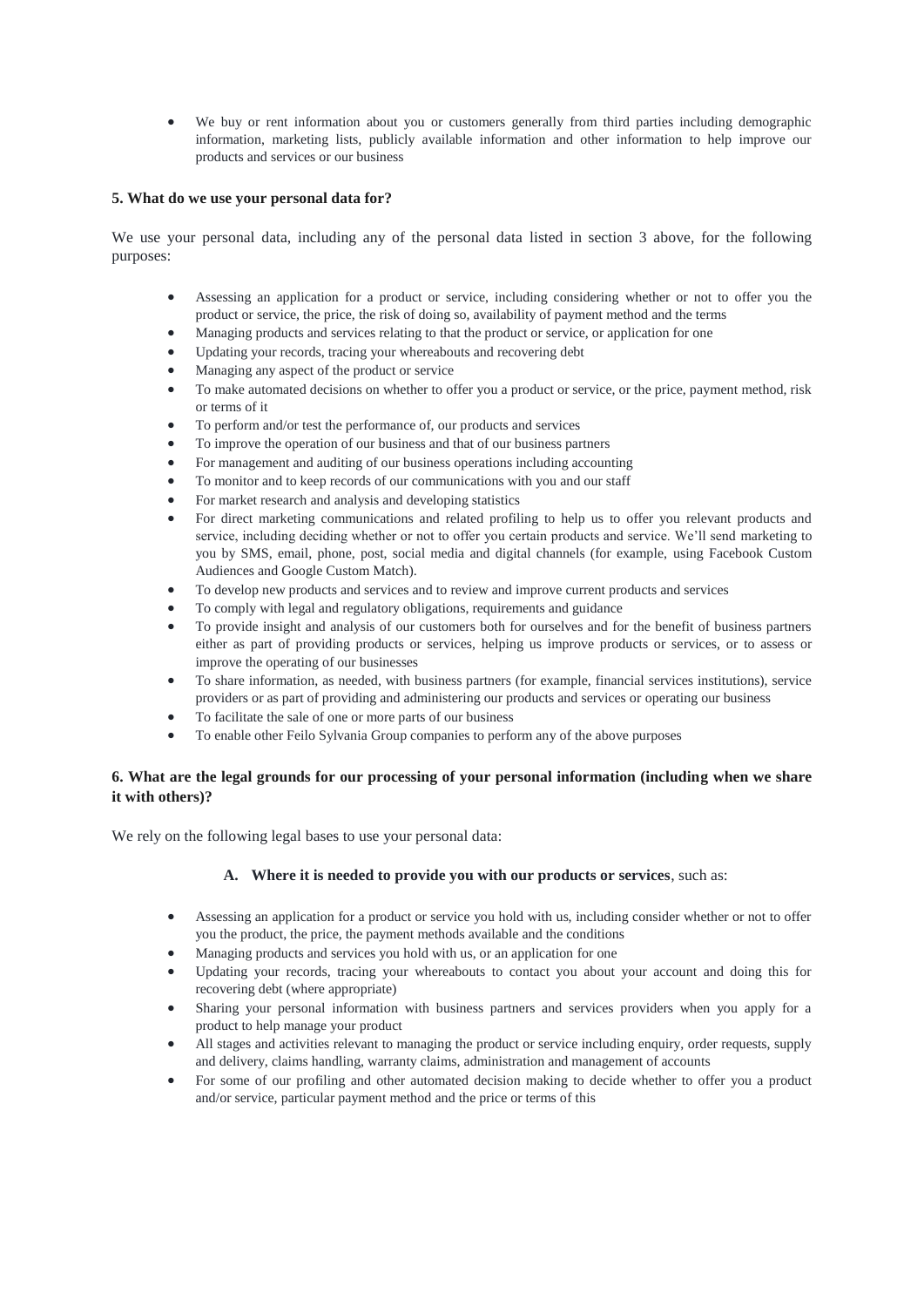- We buy or rent information about you or customers generally from third parties including demographic information, marketing lists, publicly available information and other information to help improve our products and services or our business

**5. What do we use your personal data for?**

We use your personal data, including any of the personal data listed in section 3 above, for the following purposes:

- Assessing an application for a product or service, including considering whether or not to offer you the product or service, the price, the risk of doing so, availability of payment method and the terms
- Managing products and services relating to that the product or service, or application for one
- Updating your records, tracing your whereabouts and recovering debt
- Managing any aspect of the product or service
- To make automated decisions on whether to offer you a product or service, or the price, payment method, risk or terms of it
- To perform and/or test the performance of, our products and services
- To improve the operation of our business and that of our business partners
- For management and auditing of our business operations including accounting
- To monitor and to keep records of our communications with you and our staff
- For market research and analysis and developing statistics
- For direct marketing communications and related profiling to help us to offer you relevant products and service, including deciding whether or not to offer you certain products and service. We'll send marketing to you by SMS, email, phone, post, social media and digital channels (for example, using Facebook Custom Audiences and Google Custom Match).
- To develop new products and services and to review and improve current products and services
- To comply with legal and regulatory obligations, requirements and guidance
- To provide insight and analysis of our customers both for ourselves and for the benefit of business partners either as part of providing products or services, helping us improve products or services, or to assess or improve the operating of our businesses
- To share information, as needed, with business partners (for example, financial services institutions), service providers or as part of providing and administering our products and services or operating our business
- To facilitate the sale of one or more parts of our business
- To enable other Feilo Sylvania Group companies to perform any of the above purposes

**6. What are the legal grounds for our processing of your personal information (including when we share it with others)?**

We rely on the following legal bases to use your personal data:

**A. Where it is needed to provide you with our products or services**, such as:

- Assessing an application for a product or service you hold with us, including consider whether or not to offer you the product, the price, the payment methods available and the conditions
- Managing products and services you hold with us, or an application for one
- Updating your records, tracing your whereabouts to contact you about your account and doing this for recovering debt (where appropriate)
- Sharing your personal information with business partners and services providers when you apply for a product to help manage your product
- All stages and activities relevant to managing the product or service including enquiry, order requests, supply and delivery, claims handling, warranty claims, administration and management of accounts
- For some of our profiling and other automated decision making to decide whether to offer you a product and/or service, particular payment method and the price or terms of this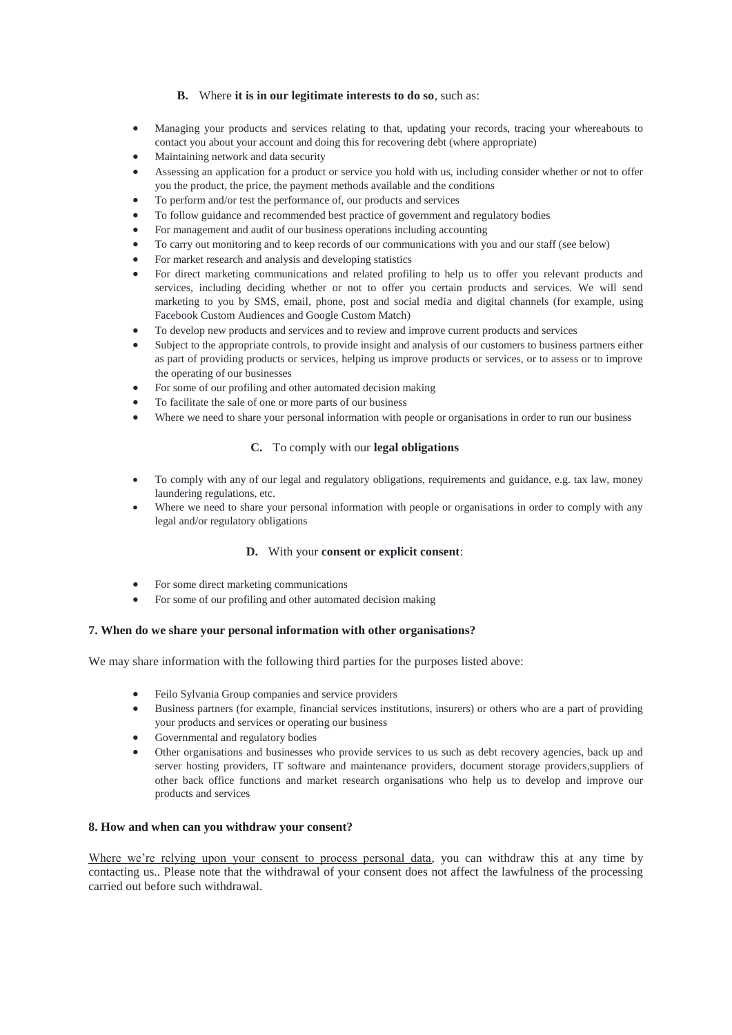**B.** Where **it is in our legitimate interests to do so**, such as:

- Managing your products and services relating to that, updating your records, tracing your whereabouts to contact you about your account and doing this for recovering debt (where appropriate)
- Maintaining network and data security
- Assessing an application for a product or service you hold with us, including consider whether or not to offer you the product, the price, the payment methods available and the conditions
- To perform and/or test the performance of, our products and services
- To follow guidance and recommended best practice of government and regulatory bodies
- For management and audit of our business operations including accounting
- To carry out monitoring and to keep records of our communications with you and our staff (see below)
- For market research and analysis and developing statistics
- For direct marketing communications and related profiling to help us to offer you relevant products and services, including deciding whether or not to offer you certain products and services. We will send marketing to you by SMS, email, phone, post and social media and digital channels (for example, using Facebook Custom Audiences and Google Custom Match)
- To develop new products and services and to review and improve current products and services
- Subject to the appropriate controls, to provide insight and analysis of our customers to business partners either as part of providing products or services, helping us improve products or services, or to assess or to improve the operating of our businesses
- For some of our profiling and other automated decision making
- To facilitate the sale of one or more parts of our business
- Where we need to share your personal information with people or organisations in order to run our business

**C.** To comply with our **legal obligations**

- To comply with any of our legal and regulatory obligations, requirements and guidance, e.g. tax law, money laundering regulations, etc.
- Where we need to share your personal information with people or organisations in order to comply with any legal and/or regulatory obligations

**D.** With your **consent or explicit consent**:

- For some direct marketing communications
- For some of our profiling and other automated decision making

### 7. When do we share your personal information with other organisations?

We may share information with the following third parties for the purposes listed above:

- Feilo Sylvania Group companies and service providers
- Business partners (for example, financial services institutions, insurers) or others who are a part of providing your products and services or operating our business
- Governmental and regulatory bodies
- Other organisations and businesses who provide services to us such as debt recovery agencies, back up and server hosting providers, IT software and maintenance providers, document storage providers,suppliers of other back office functions and market research organisations who help us to develop and improve our products and services

### 8. How and when can you withdraw your consent?

Where we're relying upon your consent to process personal data, you can withdraw this at any time by contacting us.. Please note that the withdrawal of your consent does not affect the lawfulness of the processing carried out before such withdrawal.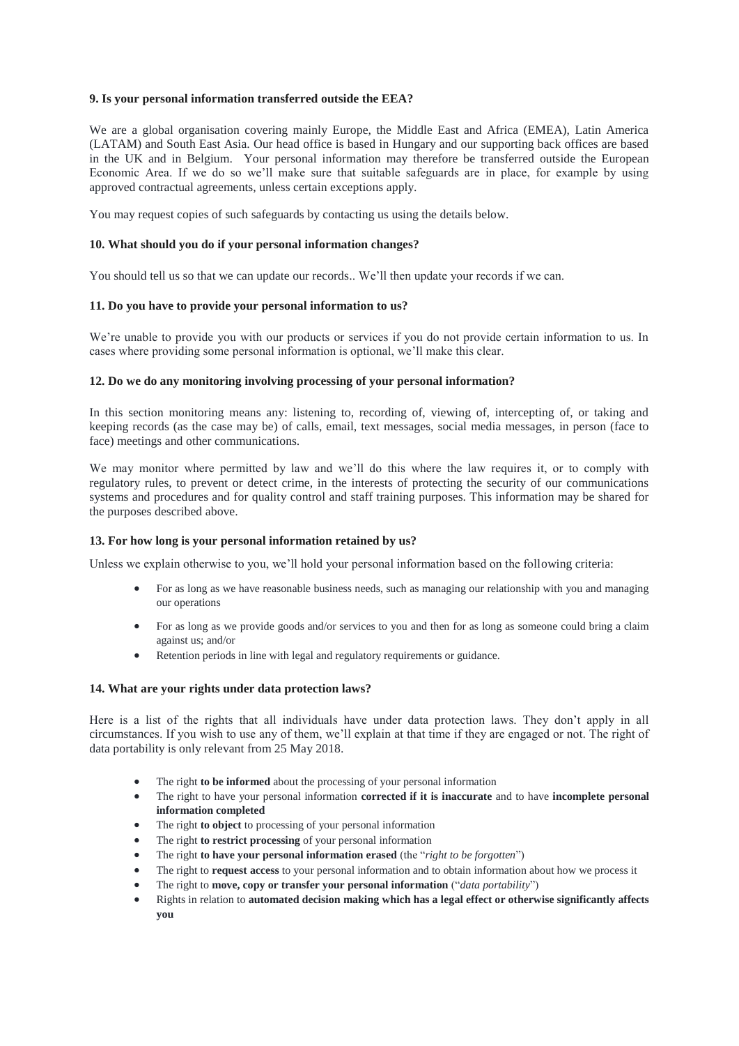### 9. Is your personal information transferred outside the EEA?

We are a global organisation covering mainly Europe, the Middle East and Africa (EMEA), Latin America (LATAM) and South East Asia. Our head office is based in Hungary and our supporting back offices are based in the UK and in Belgium. Your personal information may therefore be transferred outside the European Economic Area. If we do so we'll make sure that suitable safeguards are in place, for example by using approved contractual agreements, unless certain exceptions apply.

You may request copies of such safeguards by contacting us using the details below.

### 10. What should you do if your personal information changes?

You should tell us so that we can update our records.. We'll then update your records if we can.

### 11. Do you have to provide your personal information to us?

We're unable to provide you with our products or services if you do not provide certain information to us. In cases where providing some personal information is optional, we'll make this clear.

### 12. Do we do any monitoring involving processing of your personal information?

In this section monitoring means any: listening to, recording of, viewing of, intercepting of, or taking and keeping records (as the case may be) of calls, email, text messages, social media messages, in person (face to face) meetings and other communications.

We may monitor where permitted by law and we'll do this where the law requires it, or to comply with regulatory rules, to prevent or detect crime, in the interests of protecting the security of our communications systems and procedures and for quality control and staff training purposes. This information may be shared for the purposes described above.

### 13. For how long is your personal information retained by us?

Unless we explain otherwise to you, we'll hold your personal information based on the following criteria:

- For as long as we have reasonable business needs, such as managing our relationship with you and managing our operations
- For as long as we provide goods and/or services to you and then for as long as someone could bring a claim against us; and/or
- Retention periods in line with legal and regulatory requirements or guidance.

### 14. What are your rights under data protection laws?

Here is a list of the rights that all individuals have under data protection laws. They don't apply in all circumstances. If you wish to use any of them, we'll explain at that time if they are engaged or not. The right of data portability is only relevant from 25 May 2018.

- The right **to be informed** about the processing of your personal information
- The right to have your personal information **corrected if it is inaccurate** and to have **incomplete personal information completed**
- The right **to object** to processing of your personal information
- The right **to restrict processing** of your personal information
- The right **to have your personal information erased** (the "*right to be forgotten*")
- The right to **request access** to your personal information and to obtain information about how we process it
- The right to **move, copy or transfer your personal information** ("*data portability*")
- Rights in relation to **automated decision making which has a legal effect or otherwise significantly affects you**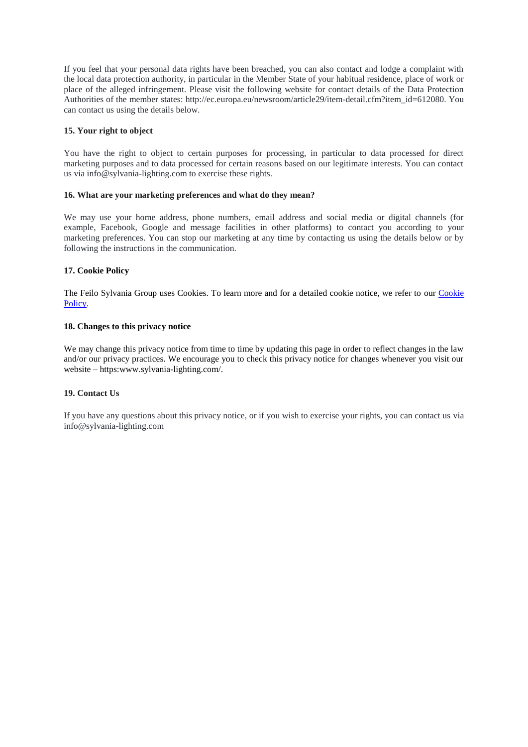If you feel that your personal data rights have been breached, you can also contact and lodge a complaint with the local data protection authority, in particular in the Member State of your habitual residence, place of work or place of the alleged infringement. Please visit the following website for contact details of the Data Protection Authorities of the member states: http://ec.europa.eu/newsroom/article29/item-detail.cfm?item_id=612080. You can contact us using the details below.

**15. Your right to object**

You have the right to object to certain purposes for processing, in particular to data processed for direct marketing purposes and to data processed for certain reasons based on our legitimate interests. You can contact us via info@sylvania-lighting.com to exercise these rights.

**16. What are your marketing preferences and what do they mean?**

We may use your home address, phone numbers, email address and social media or digital channels (for example, Facebook, Google and message facilities in other platforms) to contact you according to your marketing preferences. You can stop our marketing at any time by contacting us using the details below or by following the instructions in the communication.

**17. Cookie Policy**

The Feilo Sylvania Group uses Cookies. To learn more and for a detailed cookie notice, we refer to our Cookie Policy.

**18. Changes to this privacy notice**

We may change this privacy notice from time to time by updating this page in order to reflect changes in the law and/or our privacy practices. We encourage you to check this privacy notice for changes whenever you visit our website – https:www.sylvania-lighting.com/.

**19. Contact Us**

If you have any questions about this privacy notice, or if you wish to exercise your rights, you can contact us via info@sylvania-lighting.com